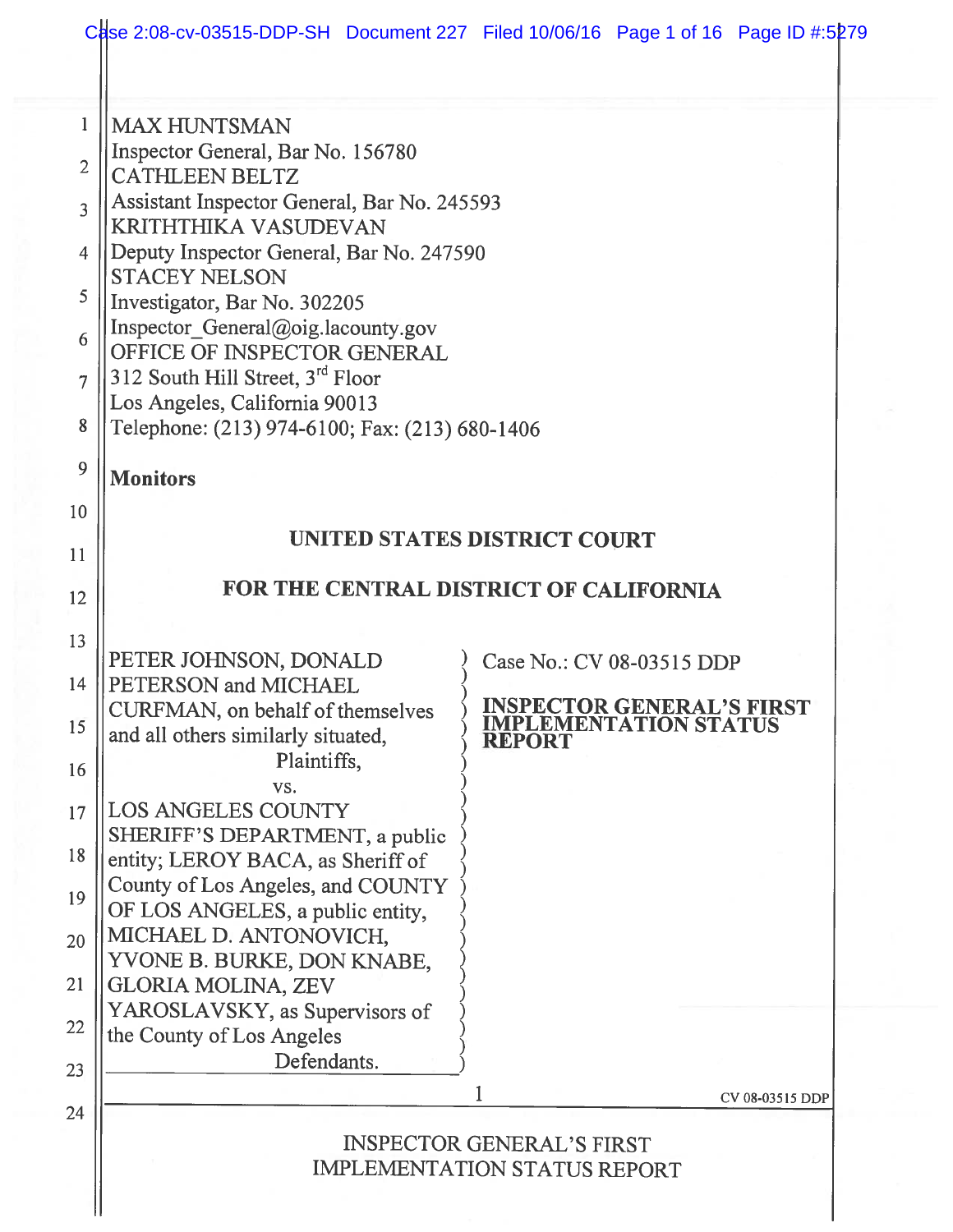MAX HUNTSMAN
Inspector General, Bar No. 156780
CATHLEEN BELTZ
Assistant Inspector General, Bar No. 245593
KRITHTHIKA VASUDEVAN
Deputy Inspector General, Bar No. 247590
STACEY NELSON
Investigator, Bar No. 302205
Inspector_General@oig.lacounty.gov
OFFICE OF INSPECTOR GENERAL
312 South Hill Street, 3rd Floor
Los Angeles, California 90013
Telephone: (213) 974-6100; Fax: (213) 680-1406

**Monitors**

**UNITED STATES DISTRICT COURT**

**FOR THE CENTRAL DISTRICT OF CALIFORNIA**

| | |
|---|---|
| PETER JOHNSON, DONALD PETERSON and MICHAEL CURFMAN, on behalf of themselves and all others similarly situated, Plaintiffs, vs. LOS ANGELES COUNTY SHERIFF'S DEPARTMENT, a public entity; LEROY BACA, as Sheriff of County of Los Angeles, and COUNTY OF LOS ANGELES, a public entity, MICHAEL D. ANTONOVICH, YVONE B. BURKE, DON KNABE, GLORIA MOLINA, ZEV YAROSLAVSKY, as Supervisors of the County of Los Angeles Defendants. | Case No.: CV 08-03515 DDP<br><br>**INSPECTOR GENERAL'S FIRST IMPLEMENTATION STATUS REPORT** |

INSPECTOR GENERAL'S FIRST IMPLEMENTATION STATUS REPORT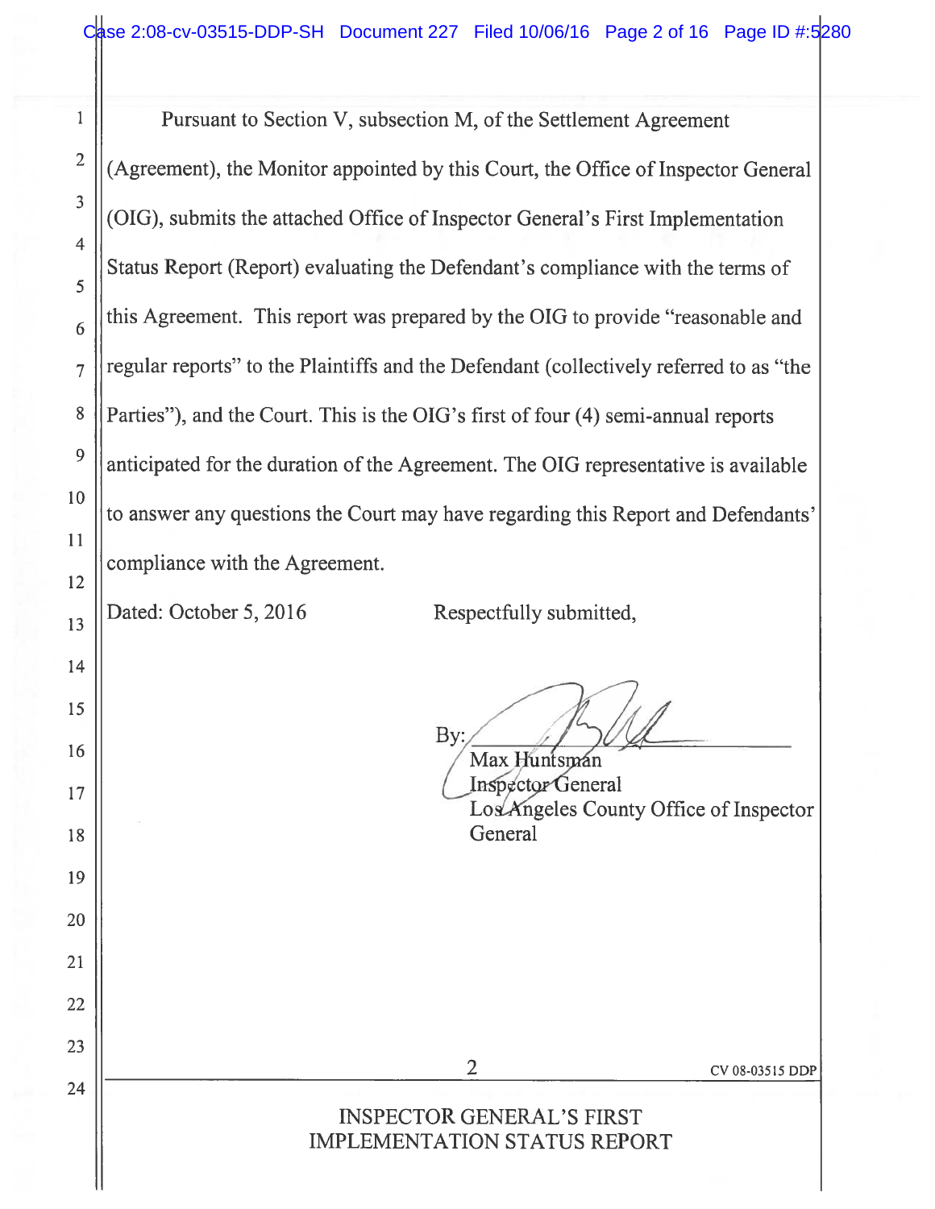Pursuant to Section V, subsection M, of the Settlement Agreement (Agreement), the Monitor appointed by this Court, the Office of Inspector General (OIG), submits the attached Office of Inspector General's First Implementation Status Report (Report) evaluating the Defendant's compliance with the terms of this Agreement. This report was prepared by the OIG to provide "reasonable and regular reports" to the Plaintiffs and the Defendant (collectively referred to as "the Parties"), and the Court. This is the OIG's first of four (4) semi-annual reports anticipated for the duration of the Agreement. The OIG representative is available to answer any questions the Court may have regarding this Report and Defendants' compliance with the Agreement.

Dated: October 5, 2016

Respectfully submitted,

By: ____________________

Max Huntsman
Inspector General
Los Angeles County Office of Inspector General

INSPECTOR GENERAL'S FIRST IMPLEMENTATION STATUS REPORT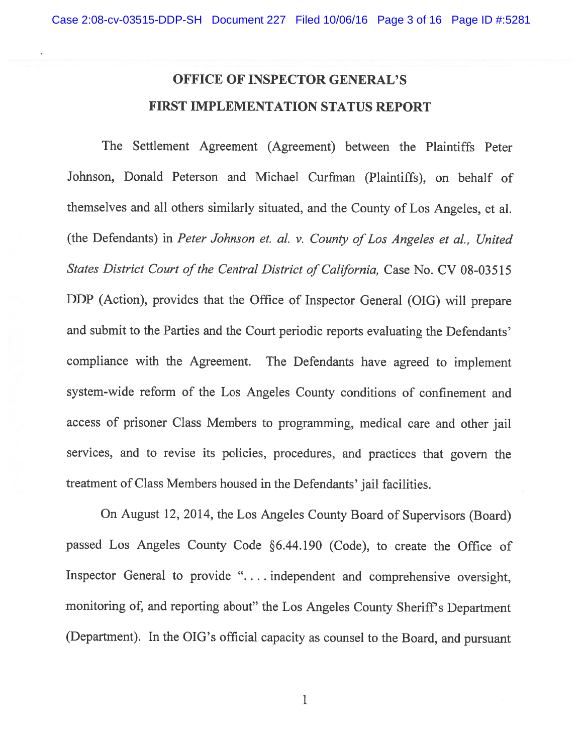# OFFICE OF INSPECTOR GENERAL'S
# FIRST IMPLEMENTATION STATUS REPORT

The Settlement Agreement (Agreement) between the Plaintiffs Peter Johnson, Donald Peterson and Michael Curfman (Plaintiffs), on behalf of themselves and all others similarly situated, and the County of Los Angeles, et al. (the Defendants) in *Peter Johnson et. al. v. County of Los Angeles et al., United States District Court of the Central District of California,* Case No. CV 08-03515 DDP (Action), provides that the Office of Inspector General (OIG) will prepare and submit to the Parties and the Court periodic reports evaluating the Defendants' compliance with the Agreement. The Defendants have agreed to implement system-wide reform of the Los Angeles County conditions of confinement and access of prisoner Class Members to programming, medical care and other jail services, and to revise its policies, procedures, and practices that govern the treatment of Class Members housed in the Defendants' jail facilities.

On August 12, 2014, the Los Angeles County Board of Supervisors (Board) passed Los Angeles County Code §6.44.190 (Code), to create the Office of Inspector General to provide ". . . . independent and comprehensive oversight, monitoring of, and reporting about" the Los Angeles County Sheriff's Department (Department). In the OIG's official capacity as counsel to the Board, and pursuant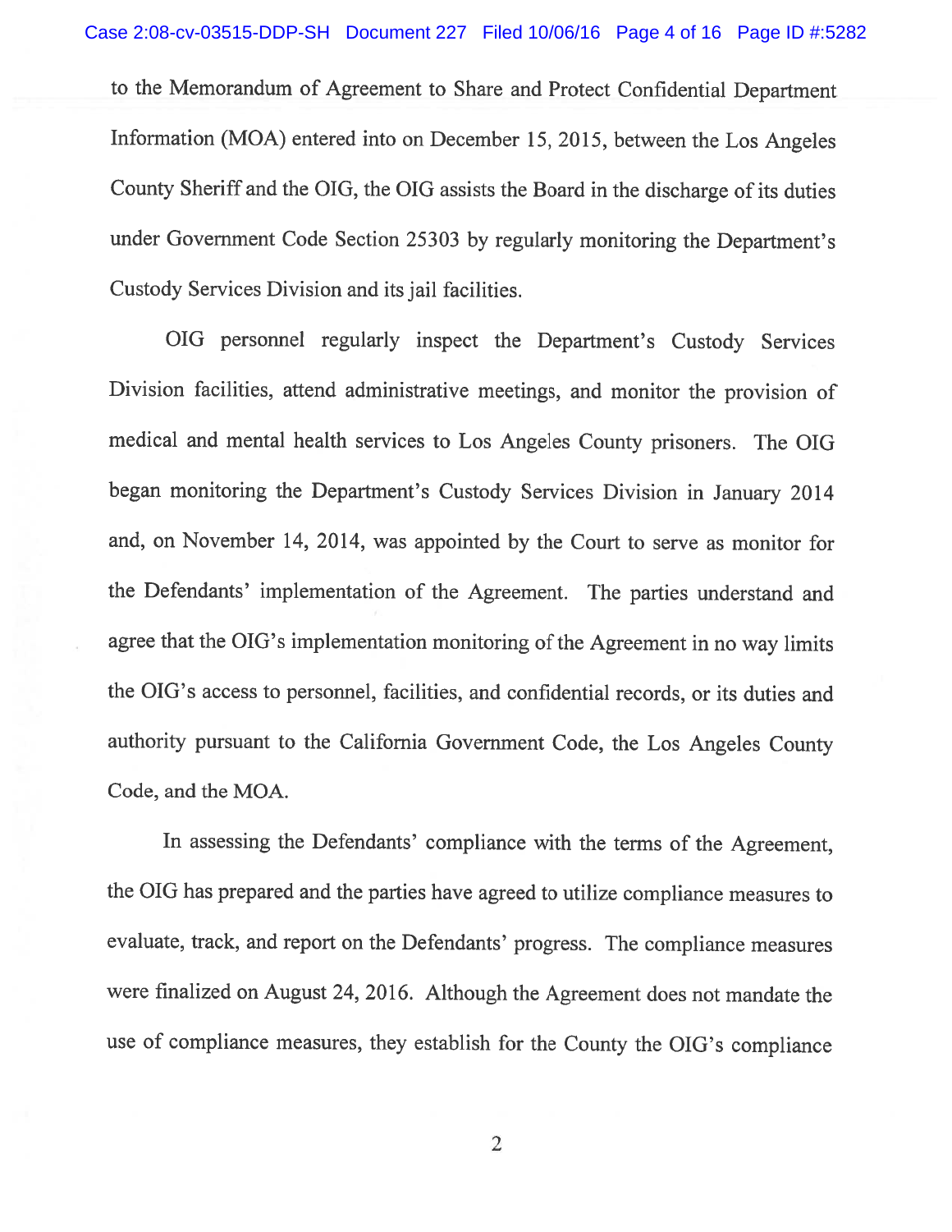to the Memorandum of Agreement to Share and Protect Confidential Department Information (MOA) entered into on December 15, 2015, between the Los Angeles County Sheriff and the OIG, the OIG assists the Board in the discharge of its duties under Government Code Section 25303 by regularly monitoring the Department's Custody Services Division and its jail facilities.

OIG personnel regularly inspect the Department's Custody Services Division facilities, attend administrative meetings, and monitor the provision of medical and mental health services to Los Angeles County prisoners. The OIG began monitoring the Department's Custody Services Division in January 2014 and, on November 14, 2014, was appointed by the Court to serve as monitor for the Defendants' implementation of the Agreement. The parties understand and agree that the OIG's implementation monitoring of the Agreement in no way limits the OIG's access to personnel, facilities, and confidential records, or its duties and authority pursuant to the California Government Code, the Los Angeles County Code, and the MOA.

In assessing the Defendants' compliance with the terms of the Agreement, the OIG has prepared and the parties have agreed to utilize compliance measures to evaluate, track, and report on the Defendants' progress. The compliance measures were finalized on August 24, 2016. Although the Agreement does not mandate the use of compliance measures, they establish for the County the OIG's compliance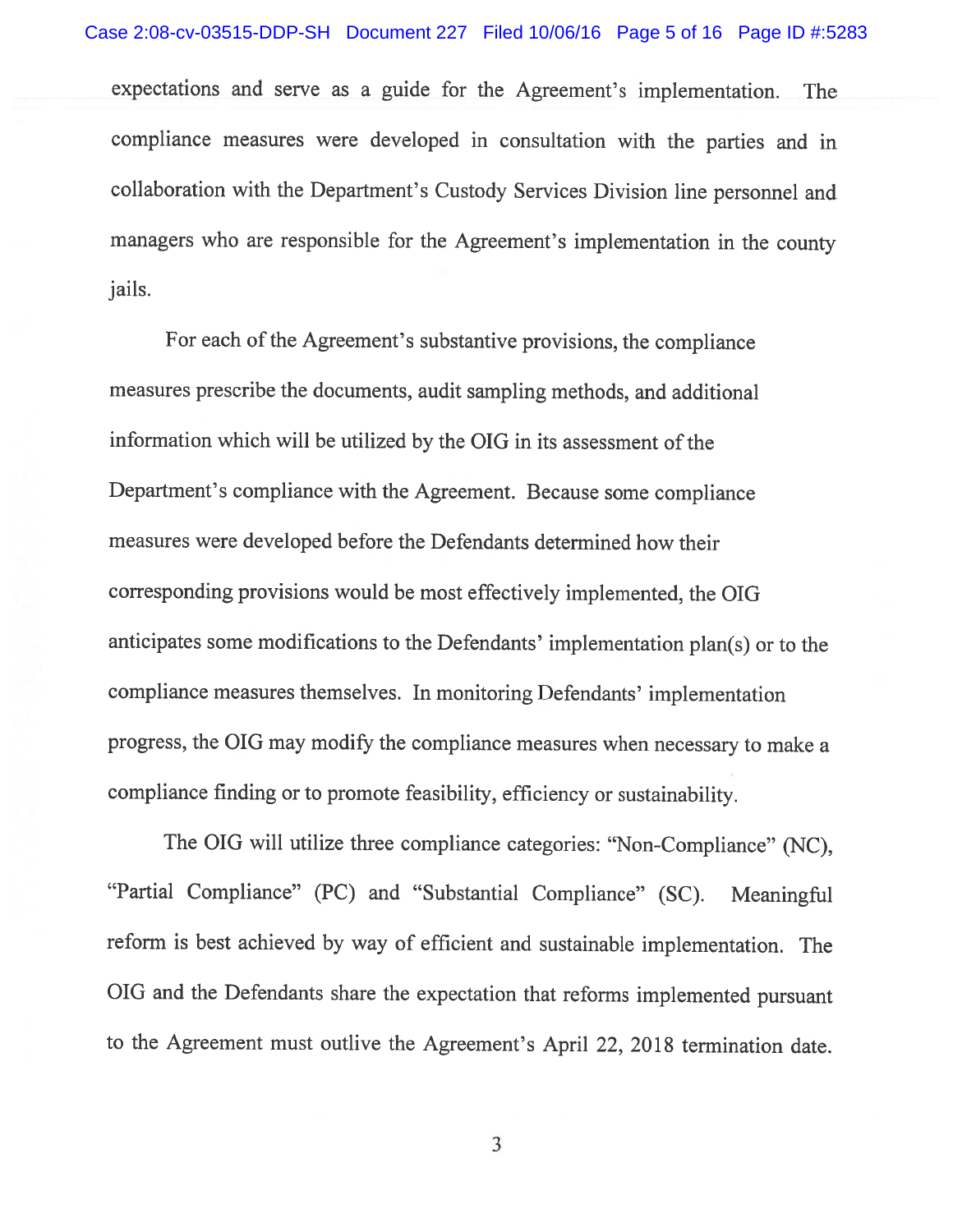expectations and serve as a guide for the Agreement's implementation. The compliance measures were developed in consultation with the parties and in collaboration with the Department's Custody Services Division line personnel and managers who are responsible for the Agreement's implementation in the county jails.

For each of the Agreement's substantive provisions, the compliance measures prescribe the documents, audit sampling methods, and additional information which will be utilized by the OIG in its assessment of the Department's compliance with the Agreement. Because some compliance measures were developed before the Defendants determined how their corresponding provisions would be most effectively implemented, the OIG anticipates some modifications to the Defendants' implementation plan(s) or to the compliance measures themselves. In monitoring Defendants' implementation progress, the OIG may modify the compliance measures when necessary to make a compliance finding or to promote feasibility, efficiency or sustainability.

The OIG will utilize three compliance categories: "Non-Compliance" (NC), "Partial Compliance" (PC) and "Substantial Compliance" (SC). Meaningful reform is best achieved by way of efficient and sustainable implementation. The OIG and the Defendants share the expectation that reforms implemented pursuant to the Agreement must outlive the Agreement's April 22, 2018 termination date.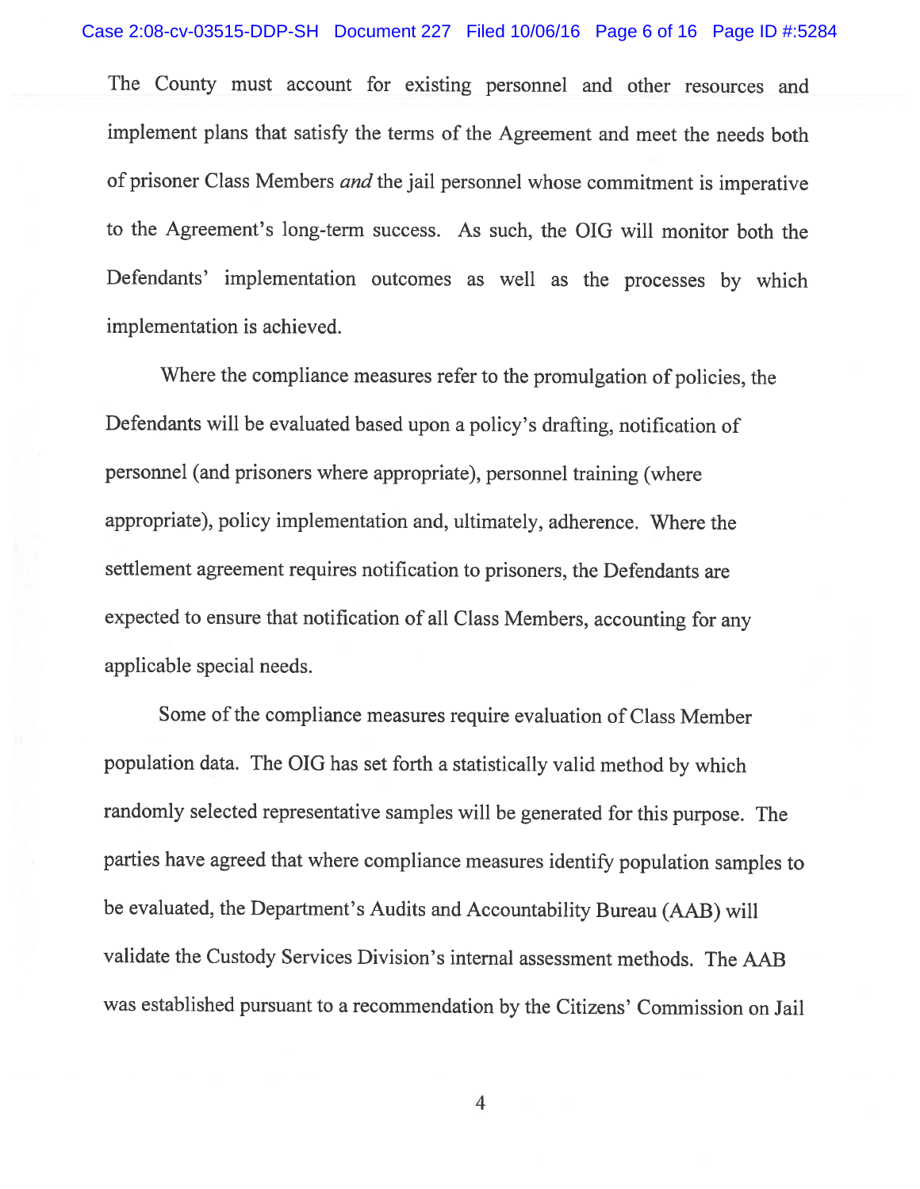The County must account for existing personnel and other resources and implement plans that satisfy the terms of the Agreement and meet the needs both of prisoner Class Members *and* the jail personnel whose commitment is imperative to the Agreement's long-term success. As such, the OIG will monitor both the Defendants' implementation outcomes as well as the processes by which implementation is achieved.

Where the compliance measures refer to the promulgation of policies, the Defendants will be evaluated based upon a policy's drafting, notification of personnel (and prisoners where appropriate), personnel training (where appropriate), policy implementation and, ultimately, adherence. Where the settlement agreement requires notification to prisoners, the Defendants are expected to ensure that notification of all Class Members, accounting for any applicable special needs.

Some of the compliance measures require evaluation of Class Member population data. The OIG has set forth a statistically valid method by which randomly selected representative samples will be generated for this purpose. The parties have agreed that where compliance measures identify population samples to be evaluated, the Department's Audits and Accountability Bureau (AAB) will validate the Custody Services Division's internal assessment methods. The AAB was established pursuant to a recommendation by the Citizens' Commission on Jail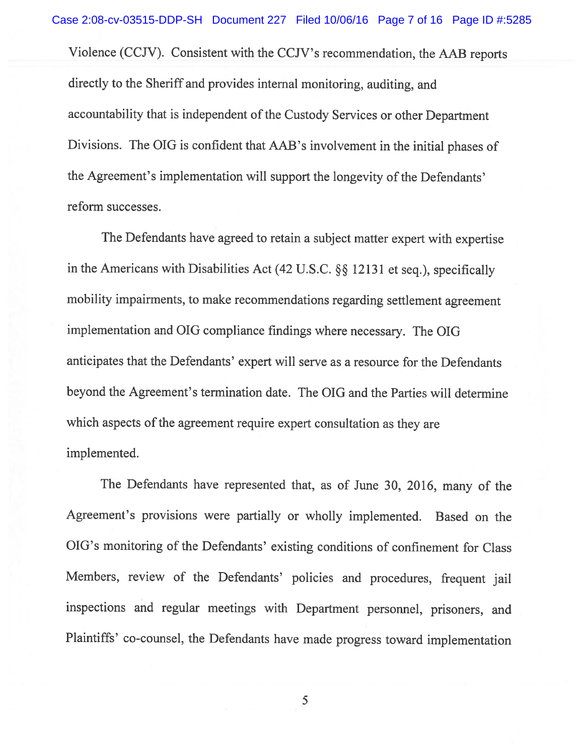Violence (CCJV). Consistent with the CCJV's recommendation, the AAB reports directly to the Sheriff and provides internal monitoring, auditing, and accountability that is independent of the Custody Services or other Department Divisions. The OIG is confident that AAB's involvement in the initial phases of the Agreement's implementation will support the longevity of the Defendants' reform successes.

The Defendants have agreed to retain a subject matter expert with expertise in the Americans with Disabilities Act (42 U.S.C. §§ 12131 et seq.), specifically mobility impairments, to make recommendations regarding settlement agreement implementation and OIG compliance findings where necessary. The OIG anticipates that the Defendants' expert will serve as a resource for the Defendants beyond the Agreement's termination date. The OIG and the Parties will determine which aspects of the agreement require expert consultation as they are implemented.

The Defendants have represented that, as of June 30, 2016, many of the Agreement's provisions were partially or wholly implemented. Based on the OIG's monitoring of the Defendants' existing conditions of confinement for Class Members, review of the Defendants' policies and procedures, frequent jail inspections and regular meetings with Department personnel, prisoners, and Plaintiffs' co-counsel, the Defendants have made progress toward implementation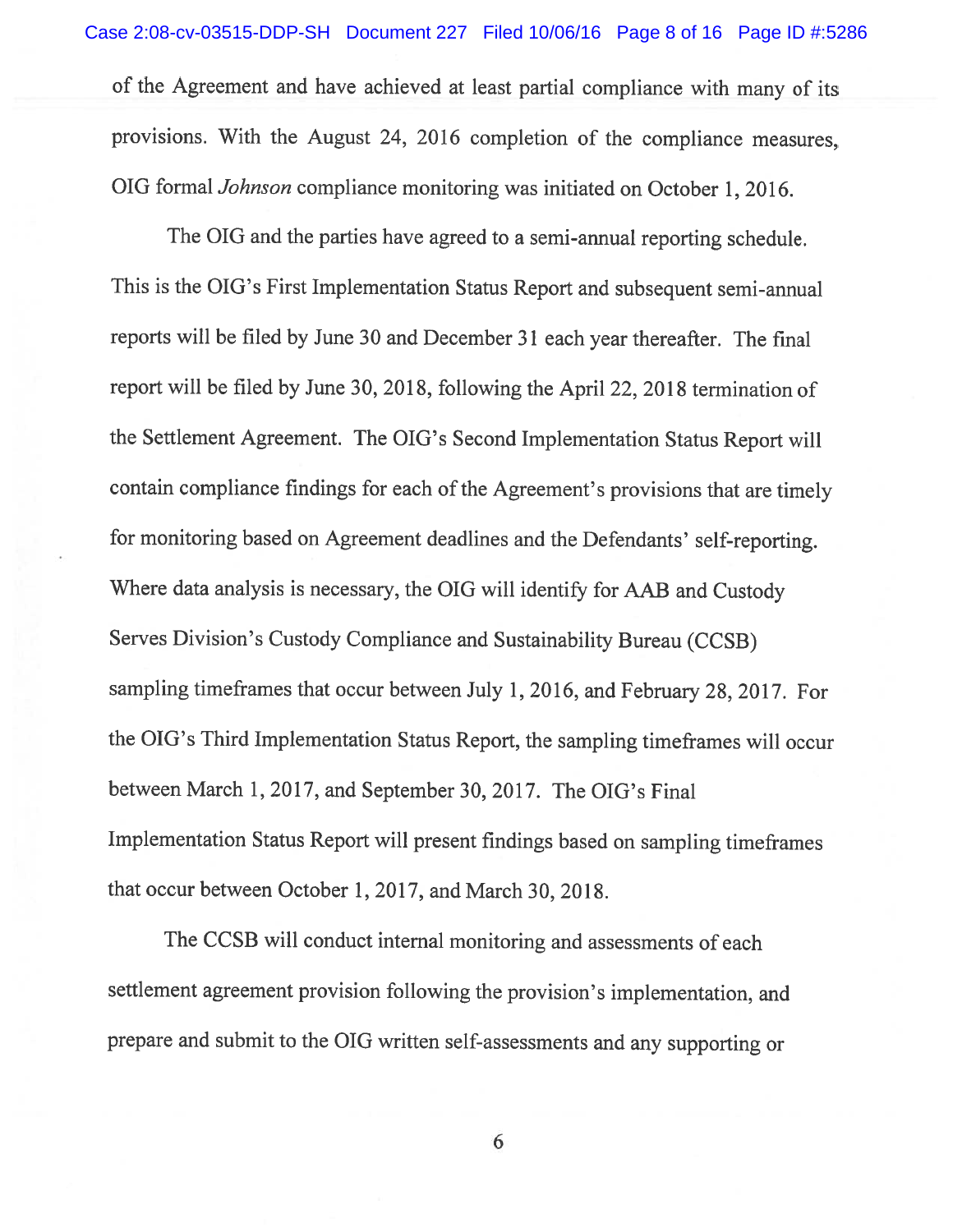of the Agreement and have achieved at least partial compliance with many of its provisions. With the August 24, 2016 completion of the compliance measures, OIG formal *Johnson* compliance monitoring was initiated on October 1, 2016.

The OIG and the parties have agreed to a semi-annual reporting schedule. This is the OIG's First Implementation Status Report and subsequent semi-annual reports will be filed by June 30 and December 31 each year thereafter. The final report will be filed by June 30, 2018, following the April 22, 2018 termination of the Settlement Agreement. The OIG's Second Implementation Status Report will contain compliance findings for each of the Agreement's provisions that are timely for monitoring based on Agreement deadlines and the Defendants' self-reporting. Where data analysis is necessary, the OIG will identify for AAB and Custody Serves Division's Custody Compliance and Sustainability Bureau (CCSB) sampling timeframes that occur between July 1, 2016, and February 28, 2017. For the OIG's Third Implementation Status Report, the sampling timeframes will occur between March 1, 2017, and September 30, 2017. The OIG's Final Implementation Status Report will present findings based on sampling timeframes that occur between October 1, 2017, and March 30, 2018.

The CCSB will conduct internal monitoring and assessments of each settlement agreement provision following the provision's implementation, and prepare and submit to the OIG written self-assessments and any supporting or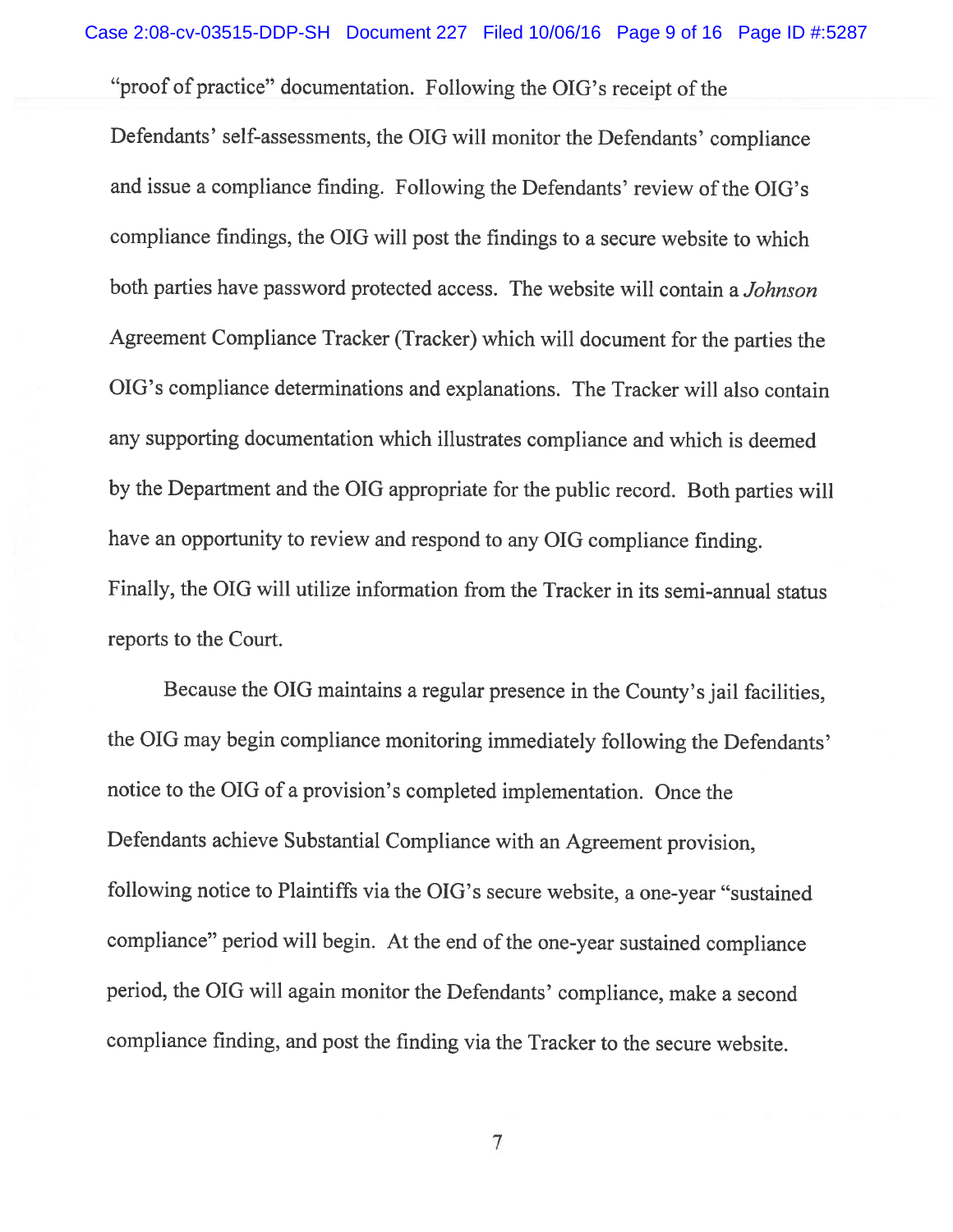"proof of practice" documentation. Following the OIG's receipt of the Defendants' self-assessments, the OIG will monitor the Defendants' compliance and issue a compliance finding. Following the Defendants' review of the OIG's compliance findings, the OIG will post the findings to a secure website to which both parties have password protected access. The website will contain a *Johnson* Agreement Compliance Tracker (Tracker) which will document for the parties the OIG's compliance determinations and explanations. The Tracker will also contain any supporting documentation which illustrates compliance and which is deemed by the Department and the OIG appropriate for the public record. Both parties will have an opportunity to review and respond to any OIG compliance finding. Finally, the OIG will utilize information from the Tracker in its semi-annual status reports to the Court.

Because the OIG maintains a regular presence in the County's jail facilities, the OIG may begin compliance monitoring immediately following the Defendants' notice to the OIG of a provision's completed implementation. Once the Defendants achieve Substantial Compliance with an Agreement provision, following notice to Plaintiffs via the OIG's secure website, a one-year "sustained compliance" period will begin. At the end of the one-year sustained compliance period, the OIG will again monitor the Defendants' compliance, make a second compliance finding, and post the finding via the Tracker to the secure website.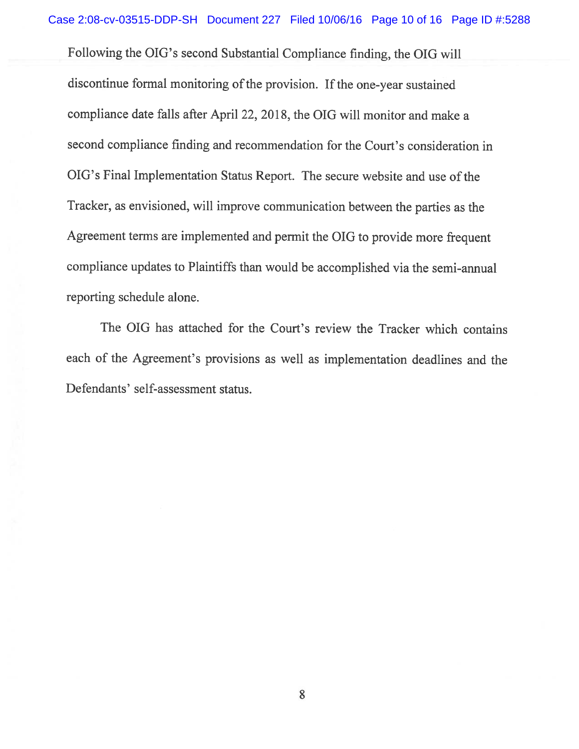Following the OIG's second Substantial Compliance finding, the OIG will discontinue formal monitoring of the provision. If the one-year sustained compliance date falls after April 22, 2018, the OIG will monitor and make a second compliance finding and recommendation for the Court's consideration in OIG's Final Implementation Status Report. The secure website and use of the Tracker, as envisioned, will improve communication between the parties as the Agreement terms are implemented and permit the OIG to provide more frequent compliance updates to Plaintiffs than would be accomplished via the semi-annual reporting schedule alone.

The OIG has attached for the Court's review the Tracker which contains each of the Agreement's provisions as well as implementation deadlines and the Defendants' self-assessment status.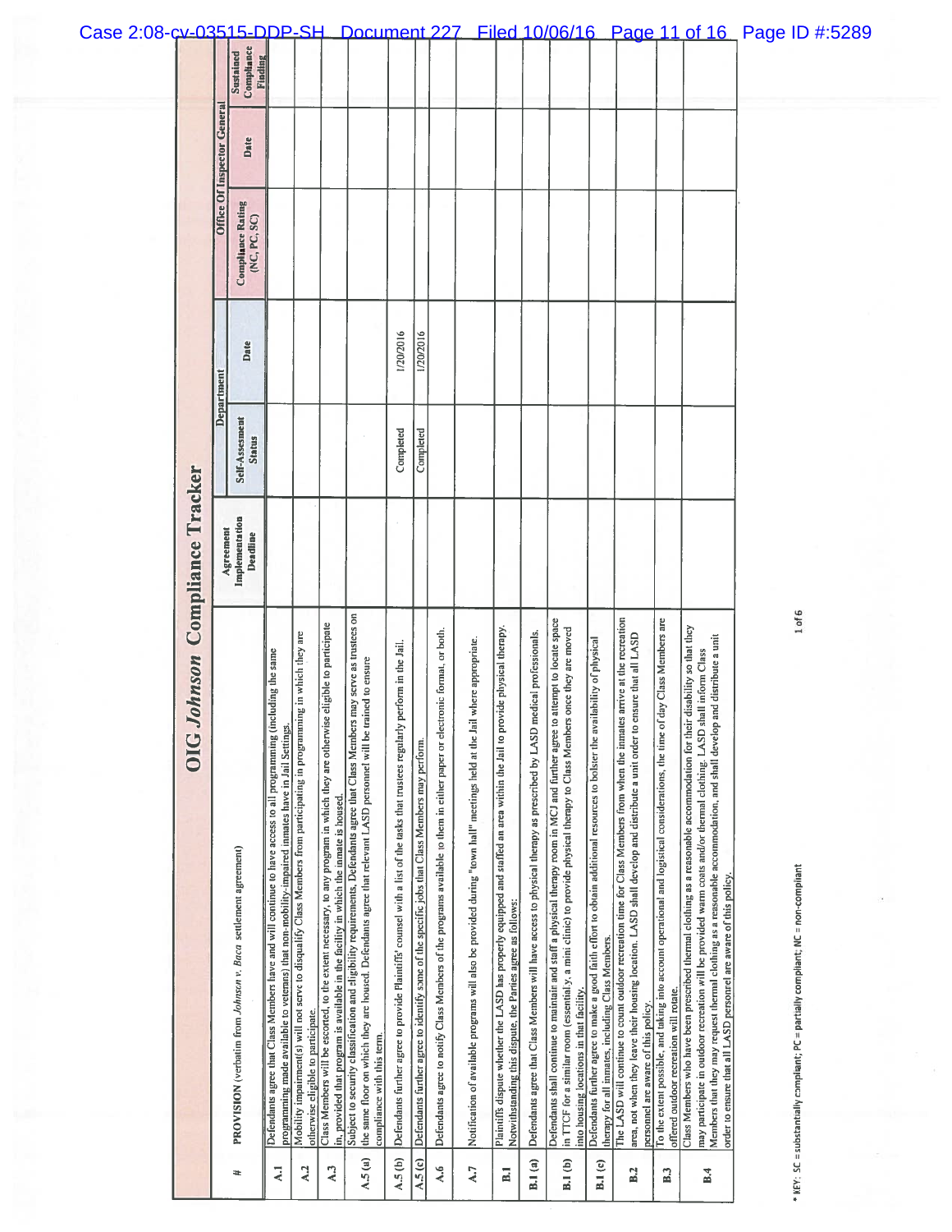# OIG *Johnson* Compliance Tracker

| # | PROVISION (verbatim from *Johnson v. Baca* settlement agreement) | Agreement Implementation Deadline | Department | | Office Of Inspector General | | |
|---|---|---|---|---|---|---|---|
| | | | Self-Assessment Status | Date | Compliance Rating (NC, PC, SC) | Date | Sustained Compliance Finding |
| A.1 | Defendants agree that Class Members have and will continue to have access to all programming (including the same programming made available to veterans) that non-mobility-impaired inmates have in Jail Settings. | | | | | | |
| A.2 | Mobility impairment(s) will not serve to disqualify Class Members from participating in programming in which they are otherwise eligible to participate. | | | | | | |
| A.3 | Class Members will be escorted, to the extent necessary, to any program in which they are otherwise eligible to participate in, provided that program is available in the facility in which the inmate is housed. | | | | | | |
| A.5 (a) | Subject to security classification and eligibility requirements, Defendants agree that Class Members may serve as trustees on the same floor on which they are housed. Defendants agree that relevant LASD personnel will be trained to ensure compliance with this term. | | | | | | |
| A.5 (b) | Defendants further agree to provide Plaintiffs' counsel with a list of the tasks that trustees regularly perform in the Jail. | | Completed | 1/20/2016 | | | |
| A.5 (c) | Defendants further agree to identify some of the specific jobs that Class Members may perform. | | Completed | 1/20/2016 | | | |
| A.6 | Defendants agree to notify Class Members of the programs available to them in either paper or electronic format, or both. | | | | | | |
| A.7 | Notification of available programs will also be provided during "town hall" meetings held at the Jail where appropriate. | | | | | | |
| B.1 | Plaintiffs dispute whether the LASD has properly equipped and staffed an area within the Jail to provide physical therapy. Notwithstanding this dispute, the Parties agree as follows: | | | | | | |
| B.1 (a) | Defendants agree that Class Members will have access to physical therapy as prescribed by LASD medical professionals. | | | | | | |
| B.1 (b) | Defendants shall continue to maintain and staff a physical therapy room in MCJ and further agree to attempt to locate space in TTCF for a similar room (essentially, a mini clinic) to provide physical therapy to Class Members once they are moved into housing locations in that facility. | | | | | | |
| B.1 (c) | Defendants further agree to make a good faith effort to obtain additional resources to bolster the availability of physical therapy for all inmates, including Class Members. | | | | | | |
| B.2 | The LASD will continue to count outdoor recreation time for Class Members from when the inmates arrive at the recreation area, not when they leave their housing location. LASD shall develop and distribute a unit order to ensure that all LASD personnel are aware of this policy. | | | | | | |
| B.3 | To the extent possible, and taking into account operational and logistical considerations, the time of day Class Members are offered outdoor recreation will rotate. | | | | | | |
| B.4 | Class Members who have been prescribed thermal clothing as a reasonable accommodation for their disability so that they may participate in outdoor recreation will be provided warm coats and/or thermal clothing. LASD shall inform Class Members that they may request thermal clothing as a reasonable accommodation, and shall develop and distribute a unit order to ensure that all LASD personnel are aware of this policy. | | | | | | |

* KEY: SC = substantially compliant; PC = partially compliant; NC = non-compliant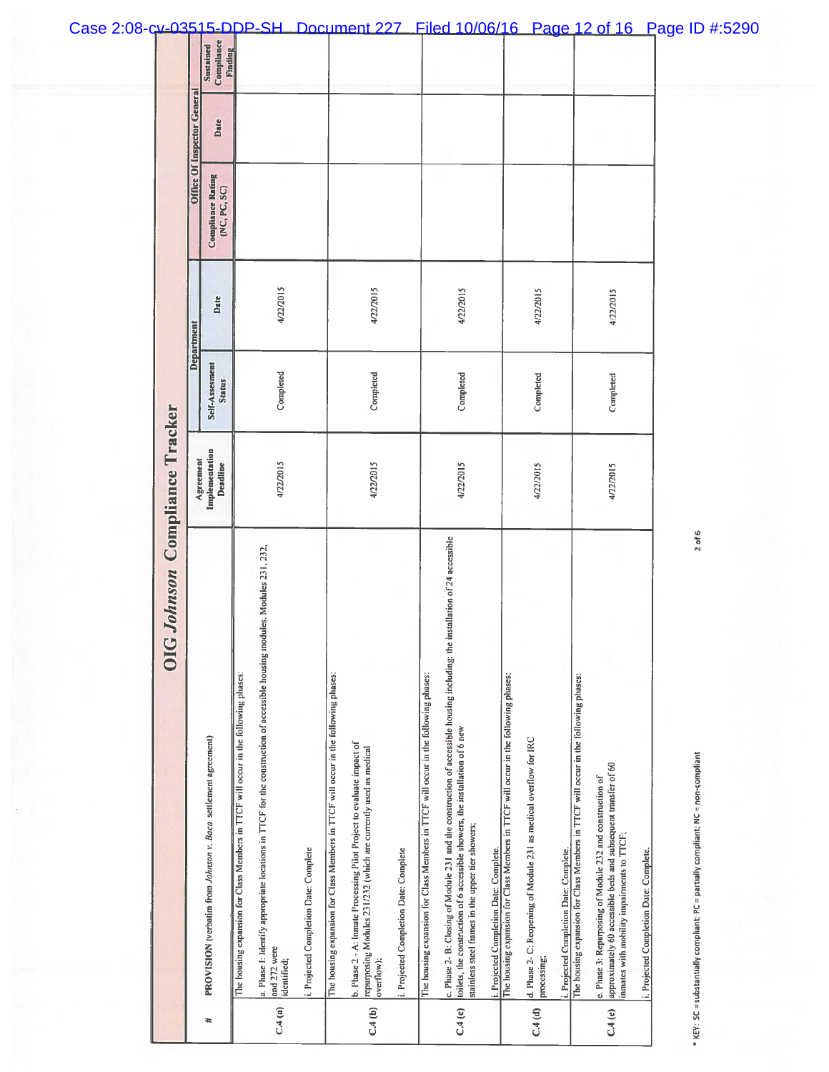# OIG *Johnson* Compliance Tracker

| # | PROVISION (verbatim from *Johnson v. Baca* settlement agreement) | Agreement Implementation Deadline | Department | | Office Of Inspector General | | |
|---|---|---|---|---|---|---|---|
| | | | Self-Assesment Status | Date | Compliance Rating (NC, PC, SC) | Date | Sustained Compliance Finding |
| C.4 (a) | The housing expansion for Class Members in TTCF will occur in the following phases:<br>a. Phase 1: Identify appropriate locations in TTCF for the construction of accessible housing modules. Modules 231, 232, and 272 were identified;<br>i. Projected Completion Date: Complete | 4/22/2015 | Completed | 4/22/2015 | | | |
| C.4 (b) | The housing expansion for Class Members in TTCF will occur in the following phases:<br>b. Phase 2 - A: Inmate Processing Pilot Project to evaluate impact of repurposing Modules 231/232 (which are currently used as medical overflow);<br>i. Projected Completion Date: Complete | 4/22/2015 | Completed | 4/22/2015 | | | |
| C.4 (c) | The housing expansion for Class Members in TTCF will occur in the following phases:<br>c. Phase 2- B: Closing of Module 231 and the construction of accessible housing including: the installation of 24 accessible toilets, the construction of 6 accessible showers, the installation of 6 new stainless steel frames in the upper tier showers;<br>i. Projected Completion Date: Complete. | 4/22/2015 | Completed | 4/22/2015 | | | |
| C.4 (d) | The housing expansion for Class Members in TTCF will occur in the following phases:<br>d. Phase 2- C: Reopening of Module 231 as medical overflow for IRC processing;<br>i. Projected Completion Date: Complete. | 4/22/2015 | Completed | 4/22/2015 | | | |
| C.4 (e) | The housing expansion for Class Members in TTCF will occur in the following phases:<br>e. Phase 3: Repurposing of Module 232 and construction of approximately 60 accessible beds and subsequent transfer of 60 inmates with mobility impairments to TTCF;<br>i. Projected Completion Date: Complete. | 4/22/2015 | Completed | 4/22/2015 | | | |

* KEY: SC = substantially compliant; PC = partially compliant; NC = non-compliant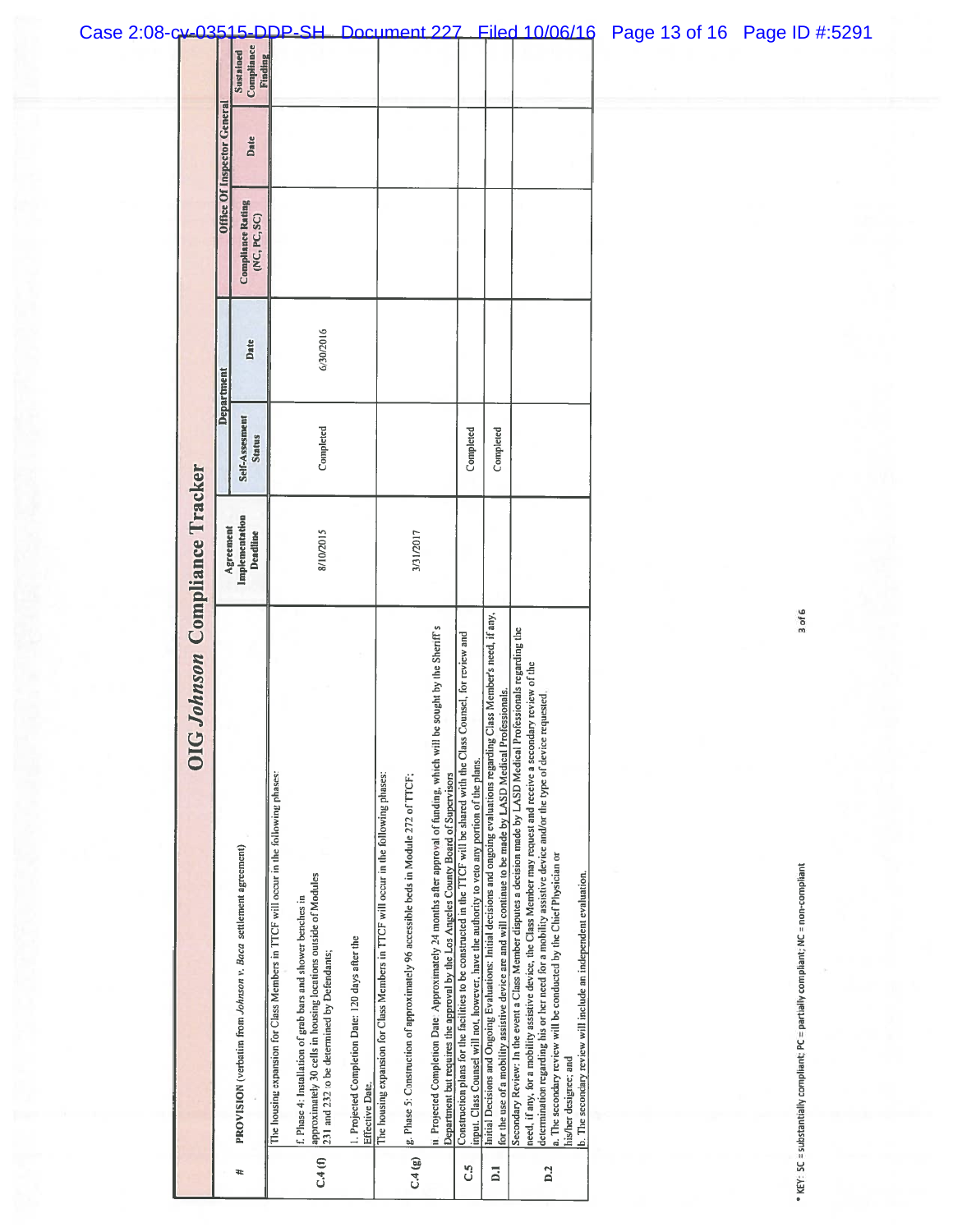# OIG *Johnson* Compliance Tracker

| # | PROVISION (verbatim from *Johnson v. Baca* settlement agreement) | Agreement Implementation Deadline | Department | | Office Of Inspector General | | |
|---|---|---|---|---|---|---|---|
| | | | Self-Assesment Status | Date | Compliance Rating (NC, PC, SC) | Date | Sustained Compliance Finding |
| C.4 (f) | The housing expansion for Class Members in TTCF will occur in the following phases:<br><br>f. Phase 4: Installation of grab bars and shower benches in approximately 30 cells in housing locations outside of Modules 231 and 232 to be determined by Defendants;<br><br>i. Projected Completion Date: 120 days after the Effective Date. | 8/10/2015 | Completed | 6/30/2016 | | | |
| C.4 (g) | The housing expansion for Class Members in TTCF will occur in the following phases:<br><br>g. Phase 5: Construction of approximately 96 accessible beds in Module 272 of TTCF;<br><br>ii Projected Completion Date: Approximately 24 months after approval of funding, which will be sought by the Sheriff's Department but requires the approval by the Los Angeles County Board of Supervisors | 3/31/2017 | | | | | |
| C.5 | Construction plans for the facilities to be constructed in the TTCF will be shared with the Class Counsel, for review and input. Class Counsel will not, however, have the authority to veto any portion of the plans. | | Completed | | | | |
| D.1 | Initial Decisions and Ongoing Evaluations: Initial decisions and ongoing evaluations regarding Class Member's need, if any, for the use of a mobility assistive device are and will continue to be made by LASD Medical Professionals. | | Completed | | | | |
| D.2 | Secondary Review: In the event a Class Member disputes a decision made by LASD Medical Professionals regarding the need, if any, for a mobility assistive device, the Class Member may request and receive a secondary review of the determination regarding his or her need for a mobility assistive device and/or the type of device requested.<br>a. The secondary review will be conducted by the Chief Physician or his/her designee; and<br>b. The secondary review will include an independent evaluation. | | | | | | |

* KEY: SC = substantially compliant; PC = partially compliant; NC = non-compliant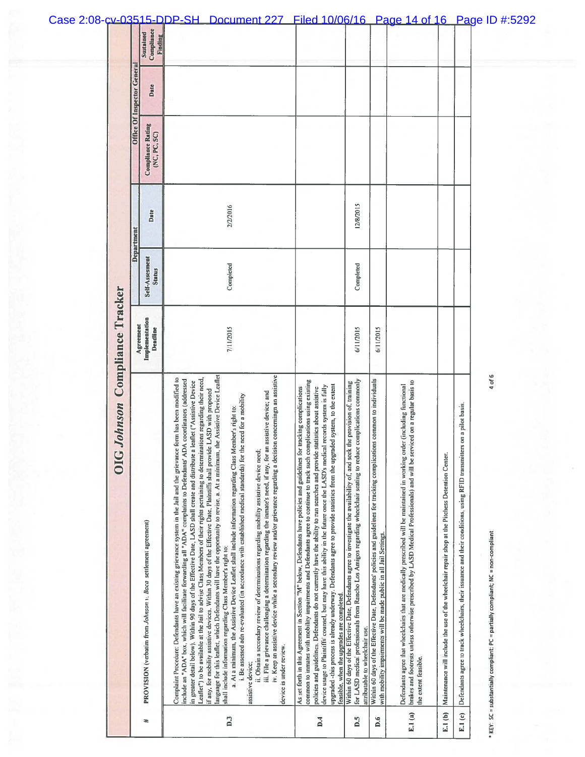# OIG *Johnson* Compliance Tracker

| # | PROVISION (verbatim from *Johnson v. Baca* settlement agreement) | Agreement Implementation Deadline | Department | | Office Of Inspector General | | |
|---|---|---|---|---|---|---|---|
| | | | Self-Assesment Status | Date | Compliance Rating (NC, PC, SC) | Date | Sustained Compliance Finding |
| D.3 | Complaint Procedure: Defendants have an existing grievance system in the Jail and the grievance form has been modified to include an "ADA" box, which will facilitate forwarding all "ADA" complaints to Defendants' ADA coordinators (addressed in greater detail below). Within 90 days of the Effective Date, LASD shall create and distribute a leaflet ("Assistive Device Leaflet") to be available at the Jail to advise Class Members of their rights pertaining to determinations regarding their need, if any, for mobility assistive devices. Within 30 days of the Effective Date, Plaintiffs shall provide LASD with proposed language for this leaflet, which Defendants will have the opportunity to revise. a. At a minimum, the Assistive Device Leaflet shall include information regarding Class Member's right to: a. At a minimum, the Assistive Device Leaflet shall include information regarding Class Member's right to: i. Be assessed adn re-evaluated (in accordance with established medical standards) for the need for a mobility assistive device; ii. Obtain a secondary review of determinations regarding mobility assistive device need; iii. File a grievance challenging a determination regarding the inmate's need, if any, for an assistive device; and iv. Keep an assistive device while a secondary review and/or grievance regarding a decision concerningn an assistive device is under review. | 7/11/2015 | Completed | 2/2/2016 | | | |
| D.4 | As set forth in this Agreement in Section "M" below, Defendants have policies and guidelines for tracking complications common to inmates with mobility impairments and Defendants agree to continue to track such complications using existing policies and guidelines. Defendants do not currently have the ability to run searches and provide statistics about assistive device usage to Plaintiffs' counsel, but may have this ability in the future once the LASD's medical records system is fully upgraded -this process is already underway. Defendants agree to provide statistics from the upgraded system, to the extent feasible, when the upgrades are completed. | | | | | | |
| D.5 | Within 60 days of the Effective Date, Defendants agree to investigate the availability of, and seek the provision of, training for LASD medical professionals from Rancho Los Amigos regarding wheelchair seating to reduce complications commonly attributable to wheelchair use. | 6/11/2015 | Completed | 12/8/2015 | | | |
| D.6 | Within 60 days of the Effective Date, Defendants' policies and guidelines for tracking complications common to individuals with mobility impairments will be made public in all Jail Settings. | 6/11/2015 | | | | | |
| E.1 (a) | Defendants agree that wheelchairs that are medically prescribed will be maintained in working order (including functional brakes and footrests unless otherwise prescribed by LASD Medical Professionals) and will be serviced on a regular basis to the extent feasible. | | | | | | |
| E.1 (b) | Maintenance will include the use of the wheelchair repair shop at the Pitchess Detention Center. | | | | | | |
| E.1 (c) | Defendants agree to track wheelchairs, their issuance and their conditions, using RFID transmitters on a pilot basis. | | | | | | |

\* KEY: SC = substantially compliant; PC = partially compliant; NC = non-compliant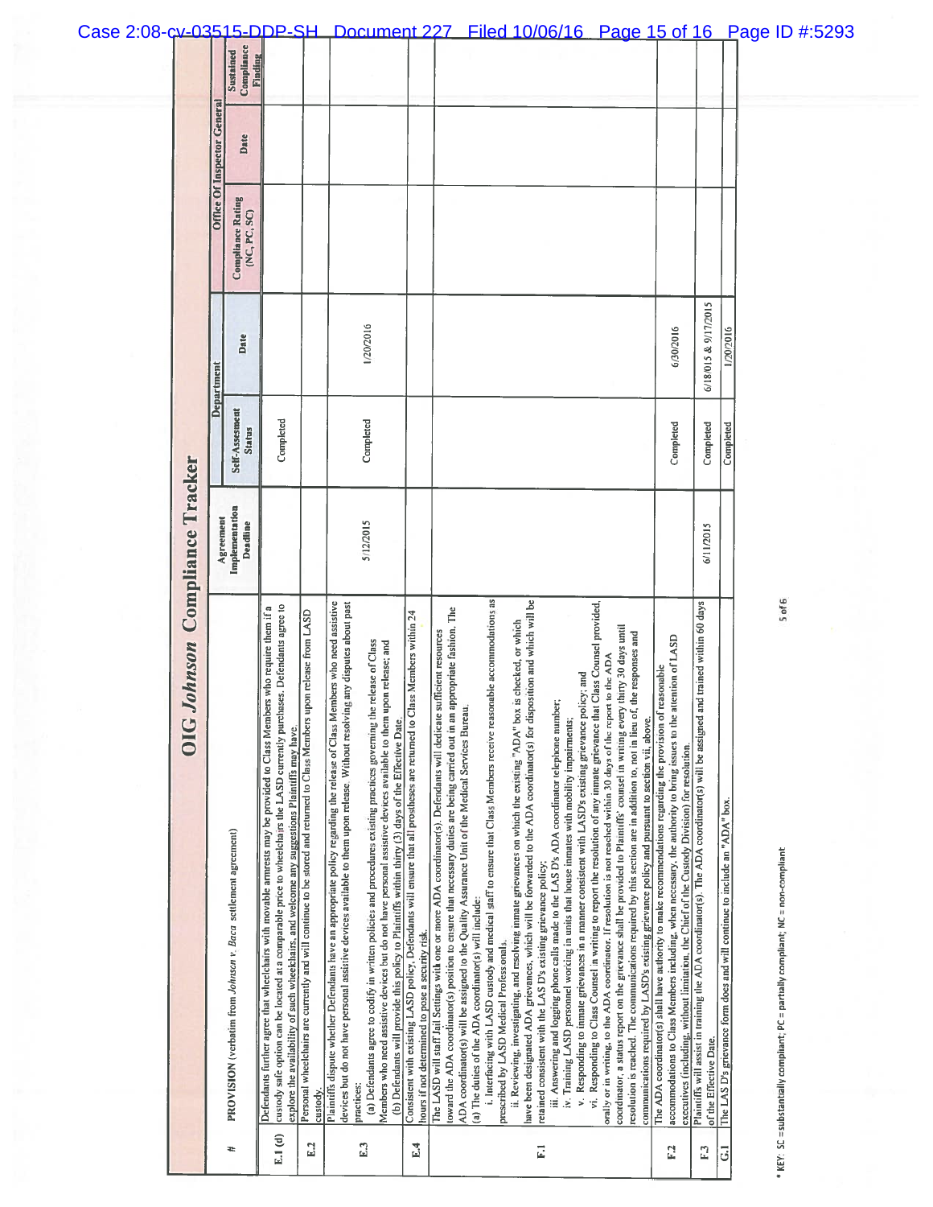# OIG *Johnson* Compliance Tracker

| # | PROVISION (verbatim from *Johnson v. Baca* settlement agreement) | Agreement Implementation Deadline | Department | | Office Of Inspector General | | |
|---|---|---|---|---|---|---|---|
| | | | Self-Assessment Status | Date | Compliance Rating (NC, PC, SC) | Date | Sustained Compliance Finding |
| E.1 (d) | Defendants further agree that wheelchairs with movable armrests may be provided to Class Members who require them if a custody safe option can be located at a comparable price to wheelchairs the LASD currently purchases. Defendants agree to explore the availability of such wheelchairs, and welcome any suggestions Plaintiffs may have. | | Completed | | | | |
| E.2 | Personal wheelchairs are currently and will continue to be stored and returned to Class Members upon release from LASD custody. | | | | | | |
| E.3 | Plaintiffs dispute whether Defendants have an appropriate policy regarding the release of Class Members who need assistive devices but do not have personal assistive devices available to them upon release. Without resolving any disputes about past practices:<br>(a) Defendants agree to codify in written policies and procedures existing practices governing the release of Class Members who need assistive devices but do not have personal assistive devices available to them upon release; and<br>(b) Defendants will provide this policy to Plaintiffs within thirty (3) days of the Effective Date. | 5/12/2015 | Completed | 1/20/2016 | | | |
| E.4 | Consistent with existing LASD policy, Defendants will ensure that all prostheses are returned to Class Members within 24 hours if not determined to pose a security risk. | | | | | | |
| F.1 | The LASD will staff Jail Settings with one or more ADA coordinator(s). Defendants will dedicate sufficient resources toward the ADA coordinator(s) position to ensure that necessary duties are being carried out in an appropriate fashion. The ADA coordinator(s) will be assigned to the Quality Assurance Unit of the Medical Services Bureau.<br>(a) The duties of the ADA coordinator(s) will include:<br>i. Interfacing with LASD custody and medical staff to ensure that Class Members receive reasonable accommodations as prescribed by LASD Medical Professionals.<br>ii. Reviewing, investigating, and resolving inmate grievances on which the existing "ADA" box is checked, or which have been designated ADA grievances, which will be forwarded to the ADA coordinator(s) for disposition and which will be retained consistent with the LAS D's existing grievance policy;<br>iii. Answering and logging phone calls made to the LAS D's ADA coordinator telephone number;<br>iv. Training LASD personnel working in units that house inmates with mobility impairments;<br>v. Responding to inmate grievances in a manner consistent with LASD's existing grievance policy; and<br>vi. Responding to Class Counsel in writing to report the resolution of any inmate grievance that Class Counsel provided, orally or in writing, to the ADA coordinator. If resolution is not reached within 30 days of the report to the ADA coordinator, a status report on the grievance shall be provided to Plaintiffs' counsel in writing every thirty 30 days until resolution is reached. The communications required by this section are in addition to, not in lieu of, the responses and communications required by LASD's existing grievance policy and pursuant to section vii, above. | | | | | | |
| F.2 | The ADA coordinator(s) shall have authority to make recommendations regarding the provision of reasonable accommodations to Class Members including, when necessary, the authority to bring issues to the attention of LASD executives (including, without limitation, the Chief of the Custody Division) for resolution. | | Completed | 6/30/2016 | | | |
| F.3 | Plaintiffs will assist in training the ADA coordinator(s). The ADA coordinator(s) will be assigned and trained within 60 days of the Effective Date. | 6/11/2015 | Completed | 6/18/015 & 9/17/2015 | | | |
| G.1 | The LAS D's grievance form does and will continue to include an "ADA" box. | | Completed | 1/20/2016 | | | |

* KEY: SC = substantially compliant; PC = partially compliant; NC = non-compliant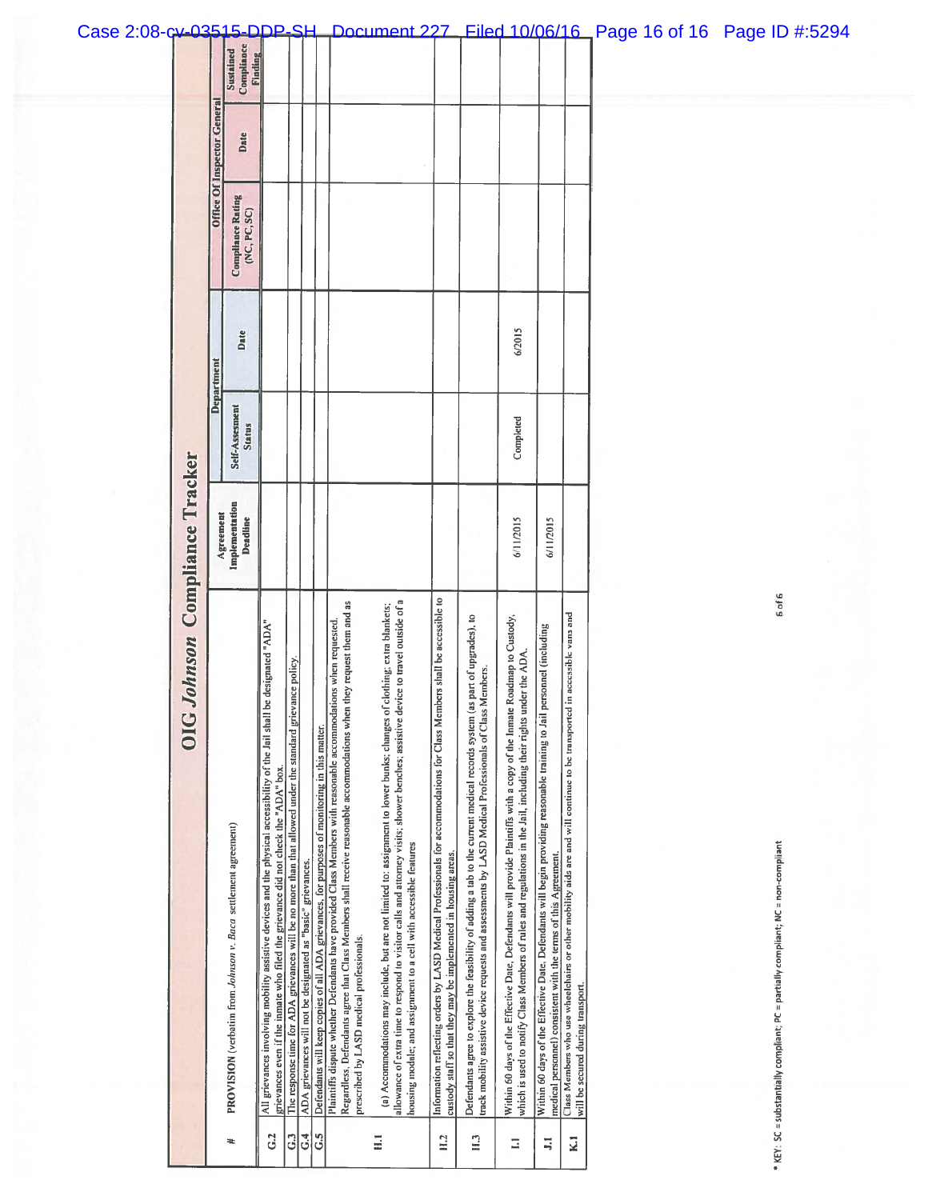# OIG *Johnson* Compliance Tracker

| # | PROVISION (verbatim from *Johnson v. Baca* settlement agreement) | Agreement Implementation Deadline | Department | | Office Of Inspector General | | |
|---|---|---|---|---|---|---|---|
| | | | Self-Assessment Status | Date | Compliance Rating (NC, PC, SC) | Date | Sustained Compliance Finding |
| G.2 | All grievances involving mobility assistive devices and the physical accessibility of the Jail shall be designated "ADA" grievances even if the inmate who filed the grievance did not check the "ADA" box. | | | | | | |
| G.3 | The response time for ADA grievances will be no more than that allowed under the standard grievance policy. | | | | | | |
| G.4 | ADA grievances will not be designated as "basic" grievances. | | | | | | |
| G.5 | Defendants will keep copies of all ADA grievances, for purposes of monitoring in this matter. | | | | | | |
| H.1 | Plaintiffs dispute whether Defendants have provided Class Members with reasonable accommodations when requested. Regardless, Defendants agree that Class Members shall receive reasonable accommodations when they request them and as prescribed by LASD medical professionals.<br><br>(a) Accommodations may include, but are not limited to: assignment to lower bunks; changes of clothing; extra blankets; allowance of extra time to respond to visitor calls and attorney visits; shower benches; assistive device to travel outside of a housing module; and assignment to a cell with accessible features | | | | | | |
| H.2 | Information reflecting orders by LASD Medical Professionals for accommodations for Class Members shall be accessible to custody staff so that they may be implemented in housing areas. | | | | | | |
| H.3 | Defendants agree to explore the feasibility of adding a tab to the current medical records system (as part of upgrades), to track mobility assistive device requests and assessments by LASD Medical Professionals of Class Members. | | | | | | |
| I.1 | Within 60 days of the Effective Date, Defendants will provide Plaintiffs with a copy of the Inmate Roadmap to Custody, which is used to notify Class Members of rules and regulations in the Jail, including their rights under the ADA. | 6/11/2015 | Completed | 6/2015 | | | |
| J.1 | Within 60 days of the Effective Date, Defendants will begin providing reasonable training to Jail personnel (including medical personnel) consistent with the terms of this Agreement. | 6/11/2015 | | | | | |
| K.1 | Class Members who use wheelchairs or other mobility aids are and will continue to be transported in accessible vans and will be secured during transport. | | | | | | |

* KEY: SC = substantially compliant; PC = partially compliant; NC = non-compliant